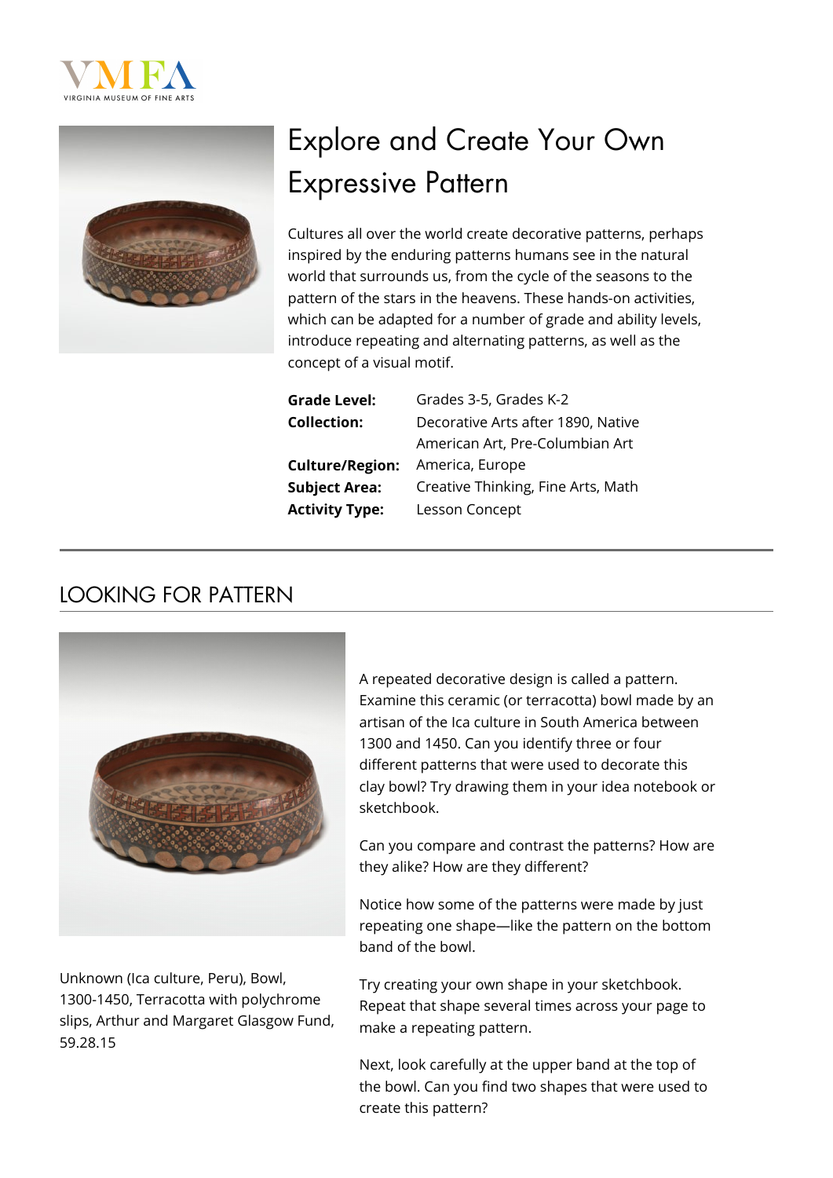# Explore and Create Your Own Expressive Pattern

Cultures all over the world create decorative patterns, perhaps inspired by the enduring patterns humans see in the natural world that surrounds us, from the cycle of the seasons to the pattern of the stars in the heavens. These hands-on activities, which can be adapted for a number of grade and ability levels, introduce repeating and alternating patterns, as well as the concept of a visual motif.

| | |
|---|---|
| **Grade Level:** | Grades 3-5, Grades K-2 |
| **Collection:** | Decorative Arts after 1890, Native American Art, Pre-Columbian Art |
| **Culture/Region:** | America, Europe |
| **Subject Area:** | Creative Thinking, Fine Arts, Math |
| **Activity Type:** | Lesson Concept |

## LOOKING FOR PATTERN

Unknown (Ica culture, Peru), Bowl, 1300-1450, Terracotta with polychrome slips, Arthur and Margaret Glasgow Fund, 59.28.15

A repeated decorative design is called a pattern. Examine this ceramic (or terracotta) bowl made by an artisan of the Ica culture in South America between 1300 and 1450. Can you identify three or four different patterns that were used to decorate this clay bowl? Try drawing them in your idea notebook or sketchbook.

Can you compare and contrast the patterns? How are they alike? How are they different?

Notice how some of the patterns were made by just repeating one shape—like the pattern on the bottom band of the bowl.

Try creating your own shape in your sketchbook. Repeat that shape several times across your page to make a repeating pattern.

Next, look carefully at the upper band at the top of the bowl. Can you find two shapes that were used to create this pattern?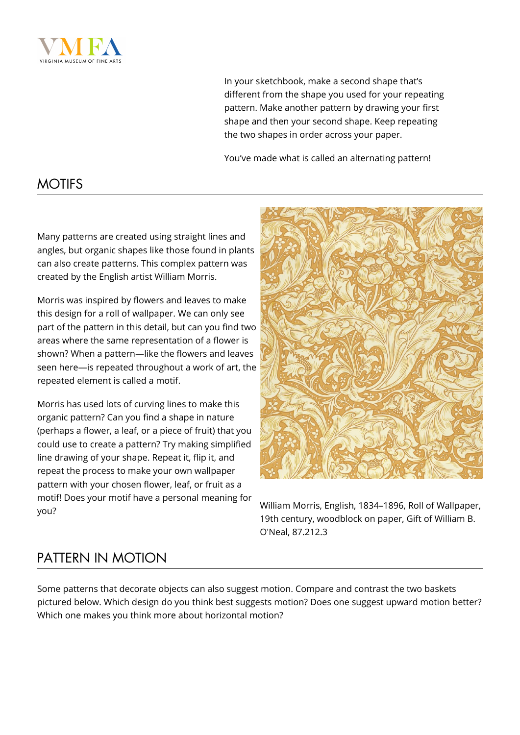In your sketchbook, make a second shape that's different from the shape you used for your repeating pattern. Make another pattern by drawing your first shape and then your second shape. Keep repeating the two shapes in order across your paper.

You've made what is called an alternating pattern!

## MOTIFS

Many patterns are created using straight lines and angles, but organic shapes like those found in plants can also create patterns. This complex pattern was created by the English artist William Morris.

Morris was inspired by flowers and leaves to make this design for a roll of wallpaper. We can only see part of the pattern in this detail, but can you find two areas where the same representation of a flower is shown? When a pattern—like the flowers and leaves seen here—is repeated throughout a work of art, the repeated element is called a motif.

Morris has used lots of curving lines to make this organic pattern? Can you find a shape in nature (perhaps a flower, a leaf, or a piece of fruit) that you could use to create a pattern? Try making simplified line drawing of your shape. Repeat it, flip it, and repeat the process to make your own wallpaper pattern with your chosen flower, leaf, or fruit as a motif! Does your motif have a personal meaning for you?

William Morris, English, 1834–1896, Roll of Wallpaper, 19th century, woodblock on paper, Gift of William B. O'Neal, 87.212.3

## PATTERN IN MOTION

Some patterns that decorate objects can also suggest motion. Compare and contrast the two baskets pictured below. Which design do you think best suggests motion? Does one suggest upward motion better? Which one makes you think more about horizontal motion?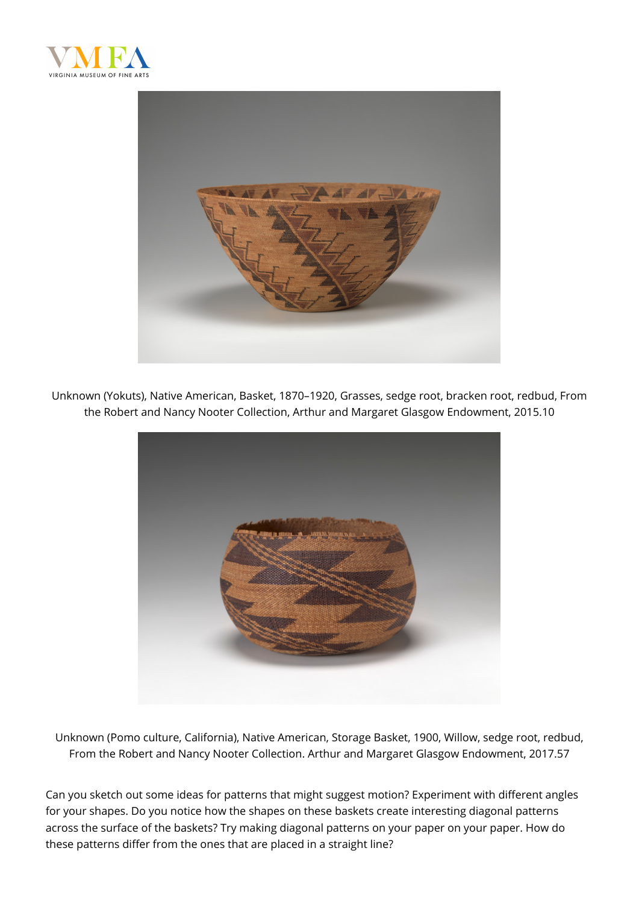Unknown (Yokuts), Native American, Basket, 1870–1920, Grasses, sedge root, bracken root, redbud, From the Robert and Nancy Nooter Collection, Arthur and Margaret Glasgow Endowment, 2015.10

Unknown (Pomo culture, California), Native American, Storage Basket, 1900, Willow, sedge root, redbud, From the Robert and Nancy Nooter Collection. Arthur and Margaret Glasgow Endowment, 2017.57

Can you sketch out some ideas for patterns that might suggest motion? Experiment with different angles for your shapes. Do you notice how the shapes on these baskets create interesting diagonal patterns across the surface of the baskets? Try making diagonal patterns on your paper on your paper. How do these patterns differ from the ones that are placed in a straight line?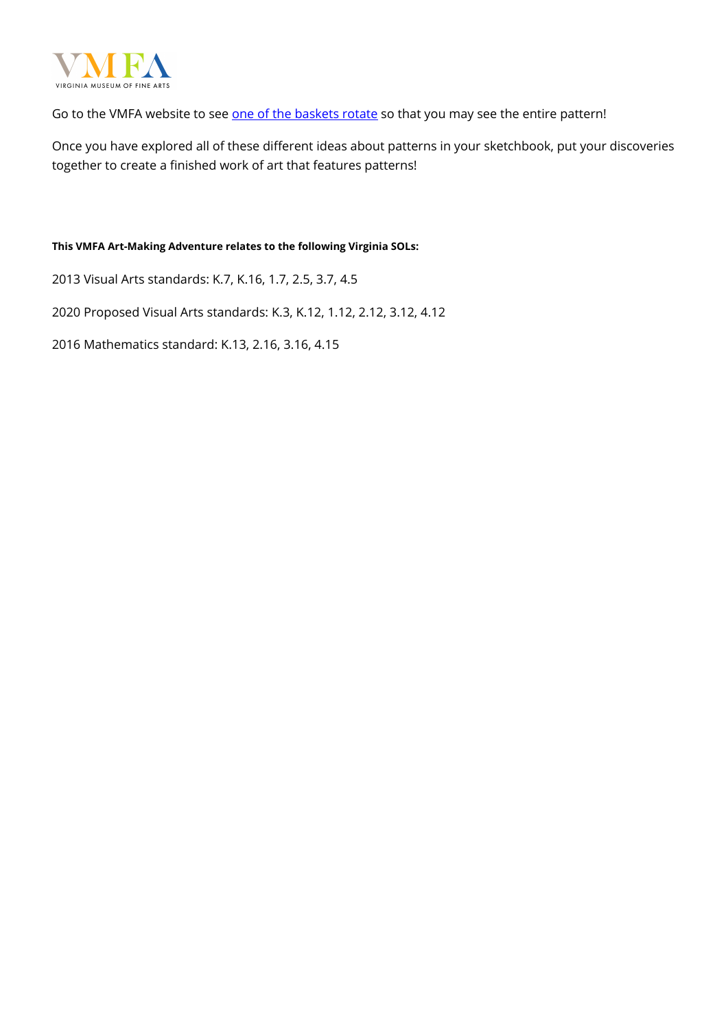Go to the VMFA website to see one of the baskets rotate so that you may see the entire pattern!

Once you have explored all of these different ideas about patterns in your sketchbook, put your discoveries together to create a finished work of art that features patterns!

**This VMFA Art-Making Adventure relates to the following Virginia SOLs:**

2013 Visual Arts standards: K.7, K.16, 1.7, 2.5, 3.7, 4.5

2020 Proposed Visual Arts standards: K.3, K.12, 1.12, 2.12, 3.12, 4.12

2016 Mathematics standard: K.13, 2.16, 3.16, 4.15